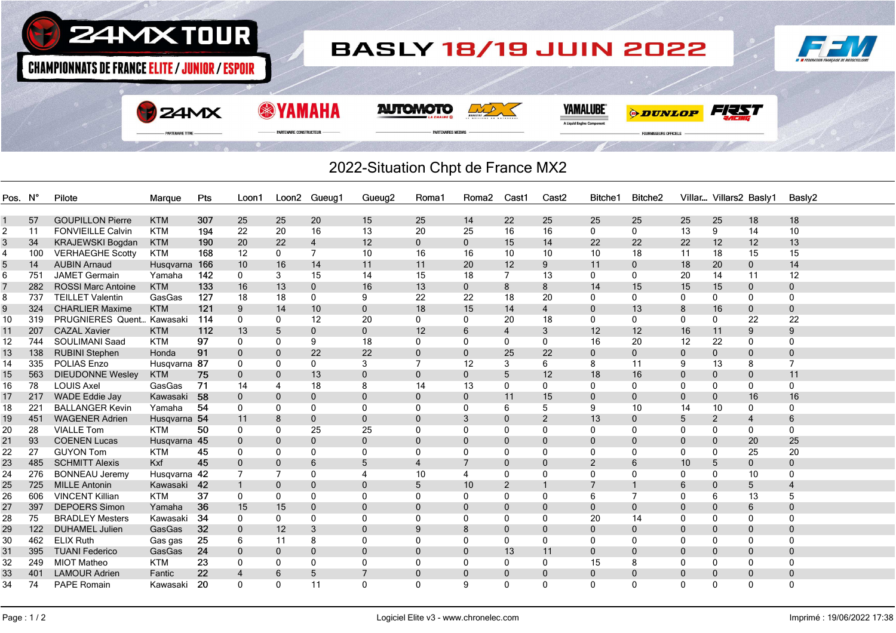# 24MX TOUR

**CHAMPIONNATS DE FRANCE ELITE / JUNIOR / ESPOIR**

**BASLY 18/19 JUIN 2022**

## 2022-Situation Chpt de France MX2

| Pos. | N° | Pilote | Marque | Pts | Loon1 | Loon2 | Gueug1 | Gueug2 | Roma1 | Roma2 | Cast1 | Cast2 | Bitche1 | Bitche2 | Villar... | Villars2 | Basly1 | Basly2 |
|---|---|---|---|---|---|---|---|---|---|---|---|---|---|---|---|---|---|---|
| 1 | 57 | GOUPILLON Pierre | KTM | 307 | 25 | 25 | 20 | 15 | 25 | 14 | 22 | 25 | 25 | 25 | 25 | 25 | 18 | 18 |
| 2 | 11 | FONVIEILLE Calvin | KTM | 194 | 22 | 20 | 16 | 13 | 20 | 25 | 16 | 16 | 0 | 0 | 13 | 9 | 14 | 10 |
| 3 | 34 | KRAJEWSKI Bogdan | KTM | 190 | 20 | 22 | 4 | 12 | 0 | 0 | 15 | 14 | 22 | 22 | 22 | 12 | 12 | 13 |
| 4 | 100 | VERHAEGHE Scotty | KTM | 168 | 12 | 0 | 7 | 10 | 16 | 16 | 10 | 10 | 10 | 18 | 11 | 18 | 15 | 15 |
| 5 | 14 | AUBIN Arnaud | Husqvarna | 166 | 10 | 16 | 14 | 11 | 11 | 20 | 12 | 9 | 11 | 0 | 18 | 20 | 0 | 14 |
| 6 | 751 | JAMET Germain | Yamaha | 142 | 0 | 3 | 15 | 14 | 15 | 18 | 7 | 13 | 0 | 0 | 20 | 14 | 11 | 12 |
| 7 | 282 | ROSSI Marc Antoine | KTM | 133 | 16 | 13 | 0 | 16 | 13 | 0 | 8 | 8 | 14 | 15 | 15 | 15 | 0 | 0 |
| 8 | 737 | TEILLET Valentin | GasGas | 127 | 18 | 18 | 0 | 9 | 22 | 22 | 18 | 20 | 0 | 0 | 0 | 0 | 0 | 0 |
| 9 | 324 | CHARLIER Maxime | KTM | 121 | 9 | 14 | 10 | 0 | 18 | 15 | 14 | 4 | 0 | 13 | 8 | 16 | 0 | 0 |
| 10 | 319 | PRUGNIERES Quent... | Kawasaki | 114 | 0 | 0 | 12 | 20 | 0 | 0 | 20 | 18 | 0 | 0 | 0 | 0 | 22 | 22 |
| 11 | 207 | CAZAL Xavier | KTM | 112 | 13 | 5 | 0 | 0 | 12 | 6 | 4 | 3 | 12 | 12 | 16 | 11 | 9 | 9 |
| 12 | 744 | SOULIMANI Saad | KTM | 97 | 0 | 0 | 9 | 18 | 0 | 0 | 0 | 0 | 16 | 20 | 12 | 22 | 0 | 0 |
| 13 | 138 | RUBINI Stephen | Honda | 91 | 0 | 0 | 22 | 22 | 0 | 0 | 25 | 22 | 0 | 0 | 0 | 0 | 0 | 0 |
| 14 | 335 | POLIAS Enzo | Husqvarna | 87 | 0 | 0 | 0 | 3 | 7 | 12 | 3 | 6 | 8 | 11 | 9 | 13 | 8 | 7 |
| 15 | 563 | DIEUDONNE Wesley | KTM | 75 | 0 | 0 | 13 | 0 | 0 | 0 | 5 | 12 | 18 | 16 | 0 | 0 | 0 | 11 |
| 16 | 78 | LOUIS Axel | GasGas | 71 | 14 | 4 | 18 | 8 | 14 | 13 | 0 | 0 | 0 | 0 | 0 | 0 | 0 | 0 |
| 17 | 217 | WADE Eddie Jay | Kawasaki | 58 | 0 | 0 | 0 | 0 | 0 | 0 | 11 | 15 | 0 | 0 | 0 | 0 | 16 | 16 |
| 18 | 221 | BALLANGER Kevin | Yamaha | 54 | 0 | 0 | 0 | 0 | 0 | 0 | 6 | 5 | 9 | 10 | 14 | 10 | 0 | 0 |
| 19 | 451 | WAGENER Adrien | Husqvarna | 54 | 11 | 8 | 0 | 0 | 0 | 3 | 0 | 2 | 13 | 0 | 5 | 2 | 4 | 6 |
| 20 | 28 | VIALLE Tom | KTM | 50 | 0 | 0 | 25 | 25 | 0 | 0 | 0 | 0 | 0 | 0 | 0 | 0 | 0 | 0 |
| 21 | 93 | COENEN Lucas | Husqvarna | 45 | 0 | 0 | 0 | 0 | 0 | 0 | 0 | 0 | 0 | 0 | 0 | 0 | 20 | 25 |
| 22 | 27 | GUYON Tom | KTM | 45 | 0 | 0 | 0 | 0 | 0 | 0 | 0 | 0 | 0 | 0 | 0 | 0 | 25 | 20 |
| 23 | 485 | SCHMITT Alexis | Kxf | 45 | 0 | 0 | 6 | 5 | 4 | 7 | 0 | 0 | 2 | 6 | 10 | 5 | 0 | 0 |
| 24 | 276 | BONNEAU Jeremy | Husqvarna | 42 | 7 | 7 | 0 | 4 | 10 | 4 | 0 | 0 | 0 | 0 | 0 | 0 | 10 | 0 |
| 25 | 725 | MILLE Antonin | Kawasaki | 42 | 1 | 0 | 0 | 0 | 5 | 10 | 2 | 1 | 7 | 1 | 6 | 0 | 5 | 4 |
| 26 | 606 | VINCENT Killian | KTM | 37 | 0 | 0 | 0 | 0 | 0 | 0 | 0 | 0 | 6 | 7 | 0 | 6 | 13 | 5 |
| 27 | 397 | DEPOERS Simon | Yamaha | 36 | 15 | 15 | 0 | 0 | 0 | 0 | 0 | 0 | 0 | 0 | 0 | 0 | 6 | 0 |
| 28 | 75 | BRADLEY Mesters | Kawasaki | 34 | 0 | 0 | 0 | 0 | 0 | 0 | 0 | 0 | 20 | 14 | 0 | 0 | 0 | 0 |
| 29 | 122 | DUHAMEL Julien | GasGas | 32 | 0 | 12 | 3 | 0 | 9 | 8 | 0 | 0 | 0 | 0 | 0 | 0 | 0 | 0 |
| 30 | 462 | ELIX Ruth | Gas gas | 25 | 6 | 11 | 8 | 0 | 0 | 0 | 0 | 0 | 0 | 0 | 0 | 0 | 0 | 0 |
| 31 | 395 | TUANI Federico | GasGas | 24 | 0 | 0 | 0 | 0 | 0 | 0 | 13 | 11 | 0 | 0 | 0 | 0 | 0 | 0 |
| 32 | 249 | MIOT Matheo | KTM | 23 | 0 | 0 | 0 | 0 | 0 | 0 | 0 | 0 | 15 | 8 | 0 | 0 | 0 | 0 |
| 33 | 401 | LAMOUR Adrien | Fantic | 22 | 4 | 6 | 5 | 7 | 0 | 0 | 0 | 0 | 0 | 0 | 0 | 0 | 0 | 0 |
| 34 | 74 | PAPE Romain | Kawasaki | 20 | 0 | 0 | 11 | 0 | 0 | 9 | 0 | 0 | 0 | 0 | 0 | 0 | 0 | 0 |

Logiciel Elite v3 - www.chronelec.com

Imprimé : 19/06/2022 17:38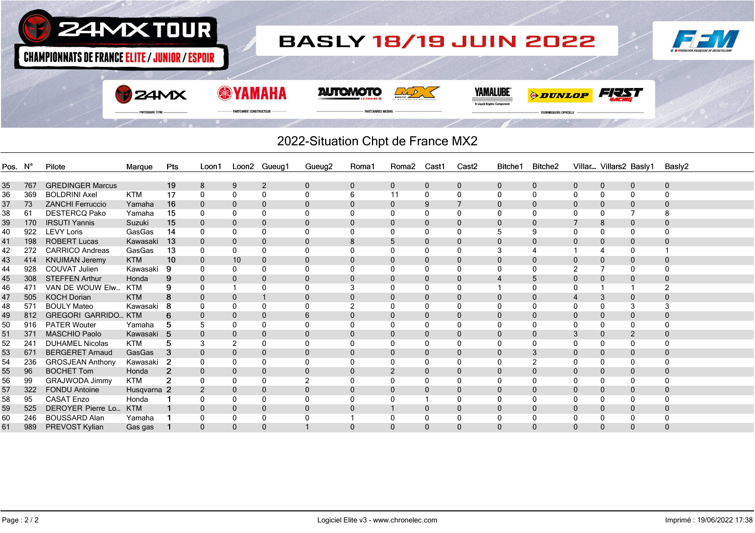24MX TOUR
CHAMPIONNATS DE FRANCE ELITE / JUNIOR / ESPOIR

# BASLY 18/19 JUIN 2022

## 2022-Situation Chpt de France MX2

| Pos. | N° | Pilote | Marque | Pts | Loon1 | Loon2 | Gueug1 | Gueug2 | Roma1 | Roma2 | Cast1 | Cast2 | Bitche1 | Bitche2 | Villar... | Villars2 | Basly1 | Basly2 |
|---|---|---|---|---|---|---|---|---|---|---|---|---|---|---|---|---|---|---|
| 35 | 767 | GREDINGER Marcus | | 19 | 8 | 9 | 2 | 0 | 0 | 0 | 0 | 0 | 0 | 0 | 0 | 0 | 0 | 0 |
| 36 | 369 | BOLDRINI Axel | KTM | 17 | 0 | 0 | 0 | 0 | 6 | 11 | 0 | 0 | 0 | 0 | 0 | 0 | 0 | 0 |
| 37 | 73 | ZANCHI Ferruccio | Yamaha | 16 | 0 | 0 | 0 | 0 | 0 | 0 | 9 | 7 | 0 | 0 | 0 | 0 | 0 | 0 |
| 38 | 61 | DESTERCQ Pako | Yamaha | 15 | 0 | 0 | 0 | 0 | 0 | 0 | 0 | 0 | 0 | 0 | 0 | 0 | 7 | 8 |
| 39 | 170 | IRSUTI Yannis | Suzuki | 15 | 0 | 0 | 0 | 0 | 0 | 0 | 0 | 0 | 0 | 0 | 7 | 8 | 0 | 0 |
| 40 | 922 | LEVY Loris | GasGas | 14 | 0 | 0 | 0 | 0 | 0 | 0 | 0 | 0 | 5 | 9 | 0 | 0 | 0 | 0 |
| 41 | 198 | ROBERT Lucas | Kawasaki | 13 | 0 | 0 | 0 | 0 | 8 | 5 | 0 | 0 | 0 | 0 | 0 | 0 | 0 | 0 |
| 42 | 272 | CARRICO Andreas | GasGas | 13 | 0 | 0 | 0 | 0 | 0 | 0 | 0 | 0 | 3 | 4 | 1 | 4 | 0 | 1 |
| 43 | 414 | KNUIMAN Jeremy | KTM | 10 | 0 | 10 | 0 | 0 | 0 | 0 | 0 | 0 | 0 | 0 | 0 | 0 | 0 | 0 |
| 44 | 928 | COUVAT Julien | Kawasaki | 9 | 0 | 0 | 0 | 0 | 0 | 0 | 0 | 0 | 0 | 0 | 2 | 7 | 0 | 0 |
| 45 | 308 | STEFFEN Arthur | Honda | 9 | 0 | 0 | 0 | 0 | 0 | 0 | 0 | 0 | 4 | 5 | 0 | 0 | 0 | 0 |
| 46 | 471 | VAN DE WOUW Elw... | KTM | 9 | 0 | 1 | 0 | 0 | 3 | 0 | 0 | 0 | 1 | 0 | 0 | 1 | 1 | 2 |
| 47 | 505 | KOCH Dorian | KTM | 8 | 0 | 0 | 1 | 0 | 0 | 0 | 0 | 0 | 0 | 0 | 4 | 3 | 0 | 0 |
| 48 | 571 | BOULY Mateo | Kawasaki | 8 | 0 | 0 | 0 | 0 | 2 | 0 | 0 | 0 | 0 | 0 | 0 | 0 | 3 | 3 |
| 49 | 812 | GREGORI GARRIDO... | KTM | 6 | 0 | 0 | 0 | 6 | 0 | 0 | 0 | 0 | 0 | 0 | 0 | 0 | 0 | 0 |
| 50 | 916 | PATER Wouter | Yamaha | 5 | 5 | 0 | 0 | 0 | 0 | 0 | 0 | 0 | 0 | 0 | 0 | 0 | 0 | 0 |
| 51 | 371 | MASCHIO Paolo | Kawasaki | 5 | 0 | 0 | 0 | 0 | 0 | 0 | 0 | 0 | 0 | 0 | 3 | 0 | 2 | 0 |
| 52 | 241 | DUHAMEL Nicolas | KTM | 5 | 3 | 2 | 0 | 0 | 0 | 0 | 0 | 0 | 0 | 0 | 0 | 0 | 0 | 0 |
| 53 | 671 | BERGERET Arnaud | GasGas | 3 | 0 | 0 | 0 | 0 | 0 | 0 | 0 | 0 | 0 | 3 | 0 | 0 | 0 | 0 |
| 54 | 236 | GROSJEAN Anthony | Kawasaki | 2 | 0 | 0 | 0 | 0 | 0 | 0 | 0 | 0 | 0 | 2 | 0 | 0 | 0 | 0 |
| 55 | 96 | BOCHET Tom | Honda | 2 | 0 | 0 | 0 | 0 | 0 | 2 | 0 | 0 | 0 | 0 | 0 | 0 | 0 | 0 |
| 56 | 99 | GRAJWODA Jimmy | KTM | 2 | 0 | 0 | 0 | 2 | 0 | 0 | 0 | 0 | 0 | 0 | 0 | 0 | 0 | 0 |
| 57 | 322 | FONDU Antoine | Husqvarna | 2 | 2 | 0 | 0 | 0 | 0 | 0 | 0 | 0 | 0 | 0 | 0 | 0 | 0 | 0 |
| 58 | 95 | CASAT Enzo | Honda | 1 | 0 | 0 | 0 | 0 | 0 | 0 | 1 | 0 | 0 | 0 | 0 | 0 | 0 | 0 |
| 59 | 525 | DEROYER Pierre Lo... | KTM | 1 | 0 | 0 | 0 | 0 | 0 | 1 | 0 | 0 | 0 | 0 | 0 | 0 | 0 | 0 |
| 60 | 246 | BOUSSARD Alan | Yamaha | 1 | 0 | 0 | 0 | 0 | 1 | 0 | 0 | 0 | 0 | 0 | 0 | 0 | 0 | 0 |
| 61 | 989 | PREVOST Kylian | Gas gas | 1 | 0 | 0 | 0 | 1 | 0 | 0 | 0 | 0 | 0 | 0 | 0 | 0 | 0 | 0 |

Logiciel Elite v3 - www.chronelec.com

Imprimé : 19/06/2022 17:38